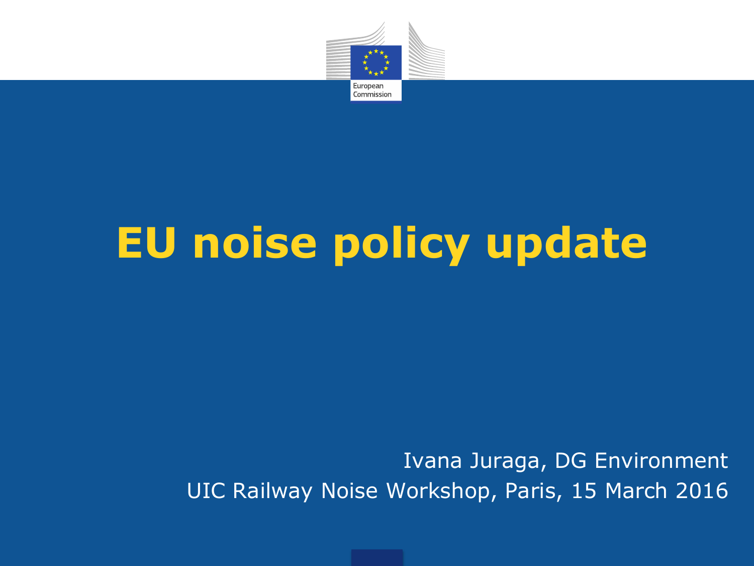European Commission

# EU noise policy update

Ivana Juraga, DG Environment

UIC Railway Noise Workshop, Paris, 15 March 2016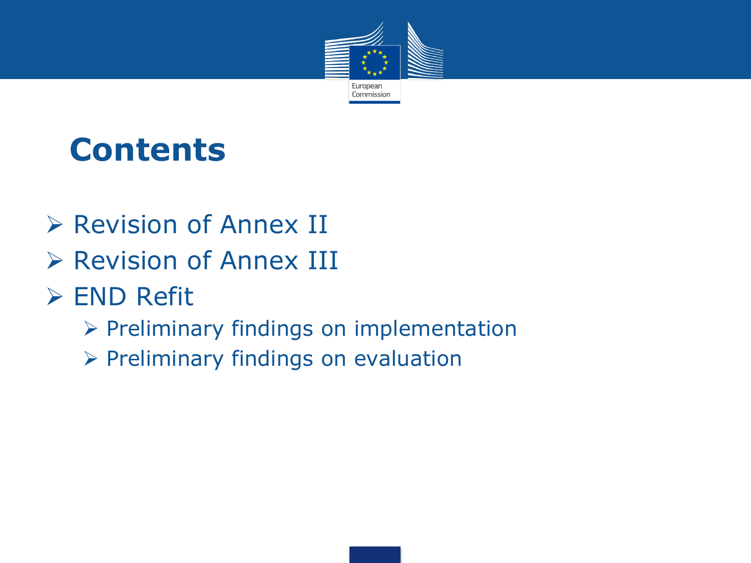# Contents

- Revision of Annex II
- Revision of Annex III
- END Refit
  - Preliminary findings on implementation
  - Preliminary findings on evaluation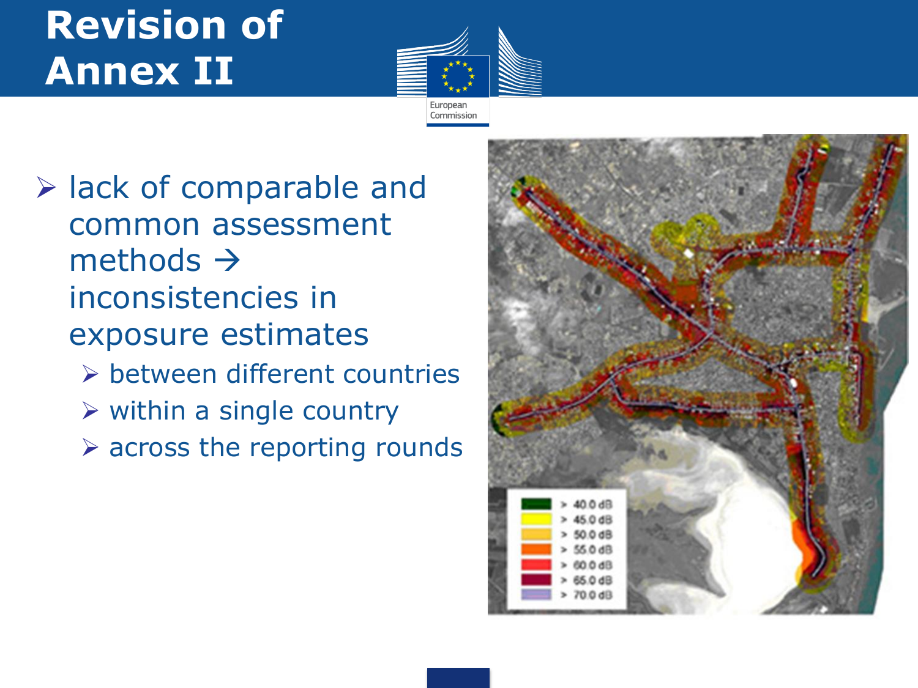# Revision of Annex II

- lack of comparable and common assessment methods → inconsistencies in exposure estimates
  - between different countries
  - within a single country
  - across the reporting rounds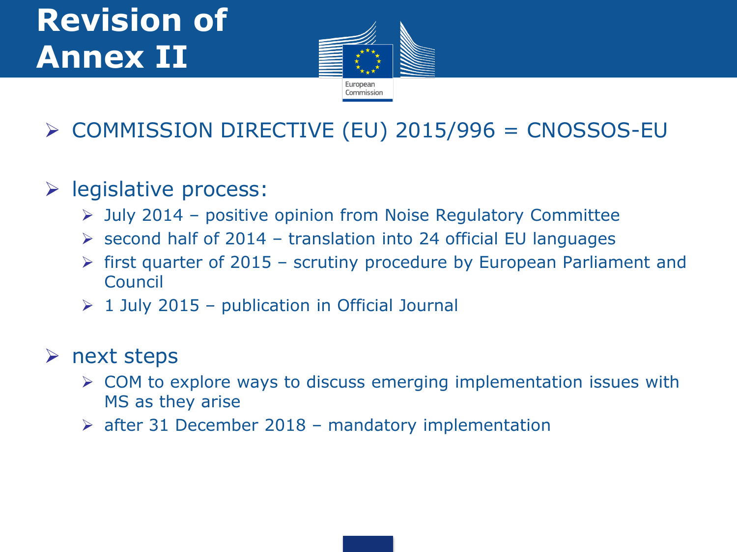# Revision of Annex II

- COMMISSION DIRECTIVE (EU) 2015/996 = CNOSSOS-EU

- legislative process:
  - July 2014 – positive opinion from Noise Regulatory Committee
  - second half of 2014 – translation into 24 official EU languages
  - first quarter of 2015 – scrutiny procedure by European Parliament and Council
  - 1 July 2015 – publication in Official Journal

- next steps
  - COM to explore ways to discuss emerging implementation issues with MS as they arise
  - after 31 December 2018 – mandatory implementation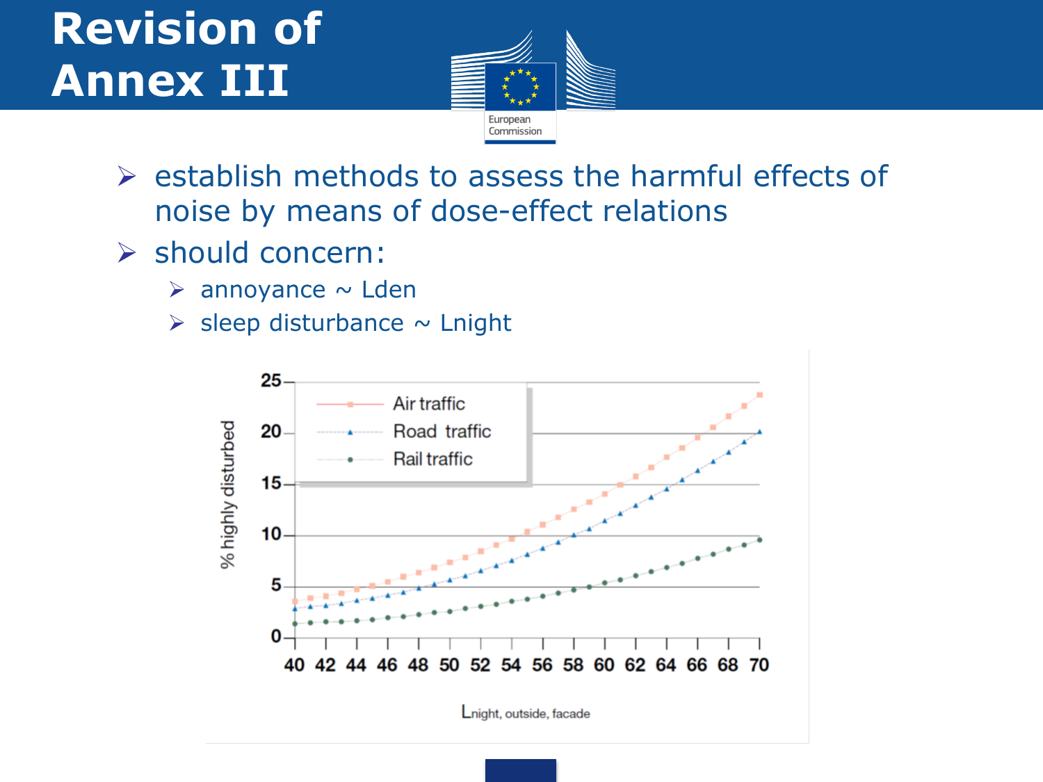# Revision of Annex III

- establish methods to assess the harmful effects of noise by means of dose-effect relations
- should concern:
  - annoyance ~ Lden
  - sleep disturbance ~ Lnight

% highly disturbed

Air traffic
Road traffic
Rail traffic

$L_{night,\ outside,\ facade}$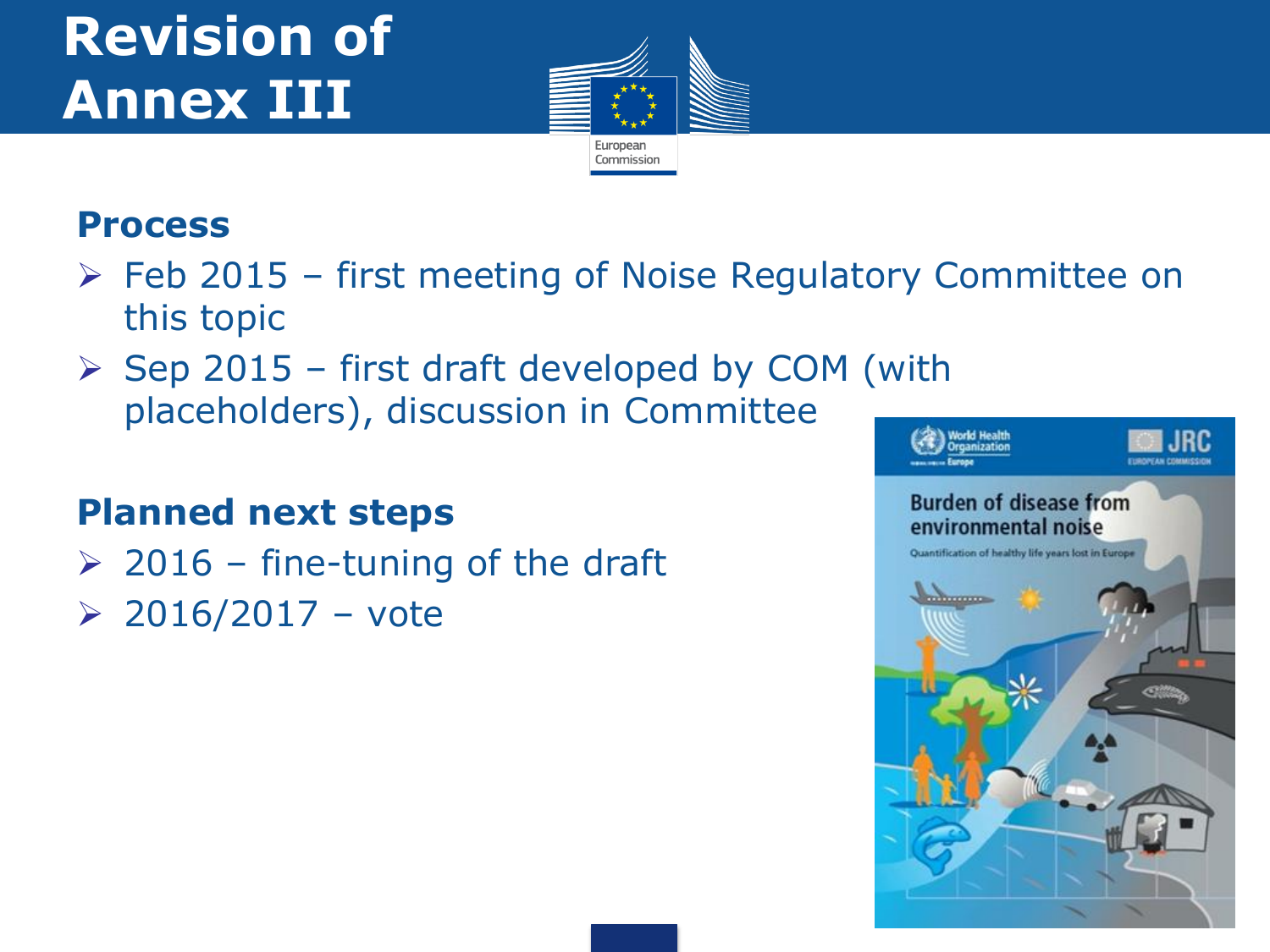# Revision of Annex III

## Process

- Feb 2015 – first meeting of Noise Regulatory Committee on this topic
- Sep 2015 – first draft developed by COM (with placeholders), discussion in Committee

## Planned next steps

- 2016 – fine-tuning of the draft
- 2016/2017 – vote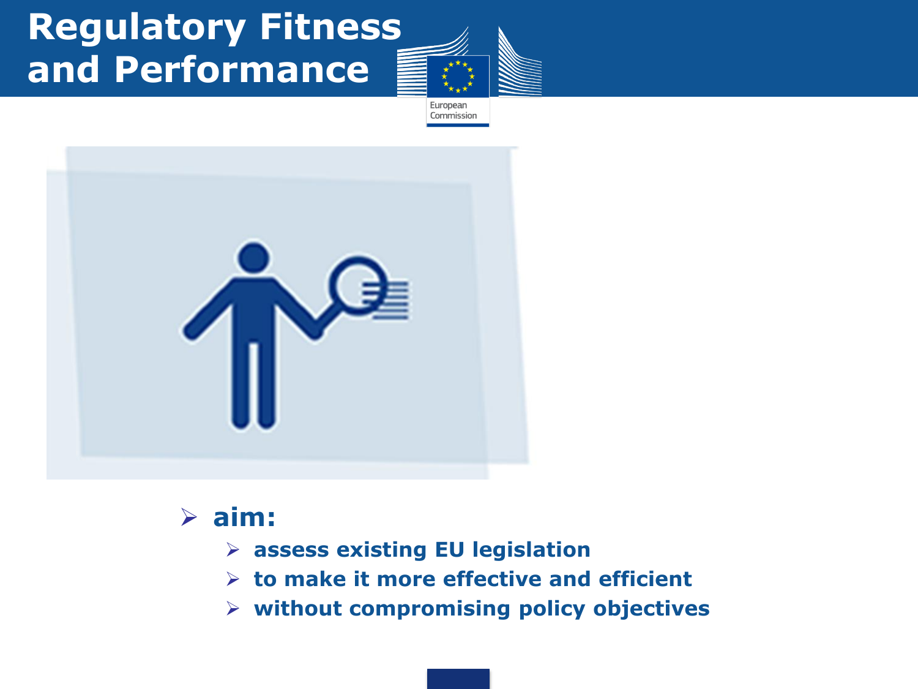# Regulatory Fitness and Performance

- **aim:**
  - **assess existing EU legislation**
  - **to make it more effective and efficient**
  - **without compromising policy objectives**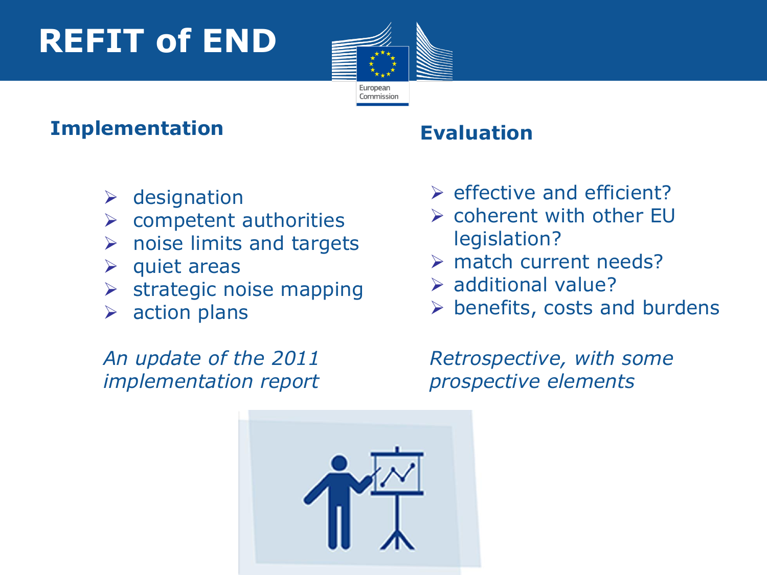# REFIT of END

## Implementation

- designation
- competent authorities
- noise limits and targets
- quiet areas
- strategic noise mapping
- action plans

*An update of the 2011 implementation report*

## Evaluation

- effective and efficient?
- coherent with other EU legislation?
- match current needs?
- additional value?
- benefits, costs and burdens

*Retrospective, with some prospective elements*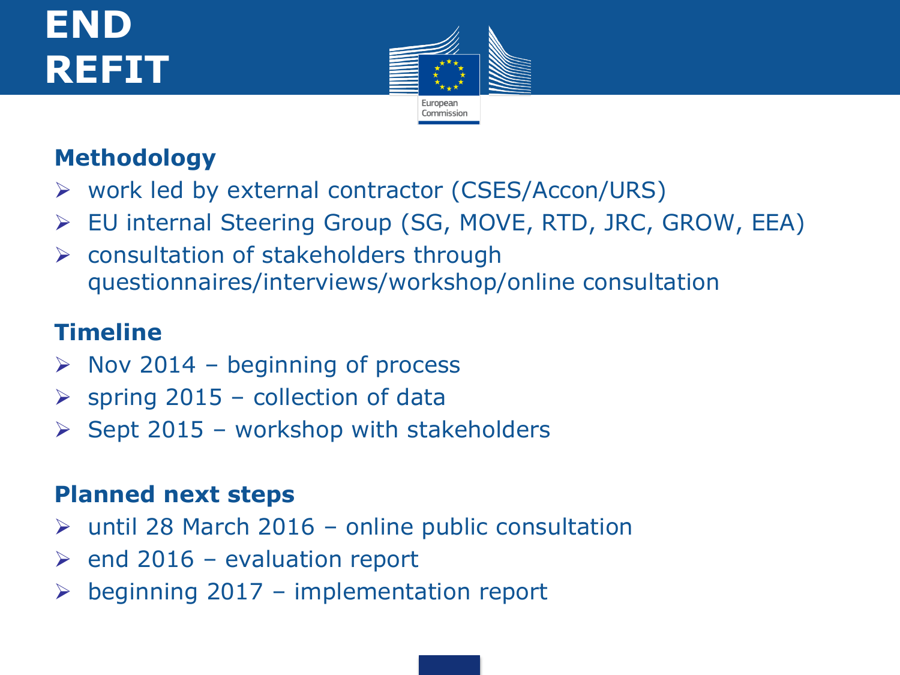# END REFIT

## Methodology

- work led by external contractor (CSES/Accon/URS)
- EU internal Steering Group (SG, MOVE, RTD, JRC, GROW, EEA)
- consultation of stakeholders through questionnaires/interviews/workshop/online consultation

## Timeline

- Nov 2014 – beginning of process
- spring 2015 – collection of data
- Sept 2015 – workshop with stakeholders

## Planned next steps

- until 28 March 2016 – online public consultation
- end 2016 – evaluation report
- beginning 2017 – implementation report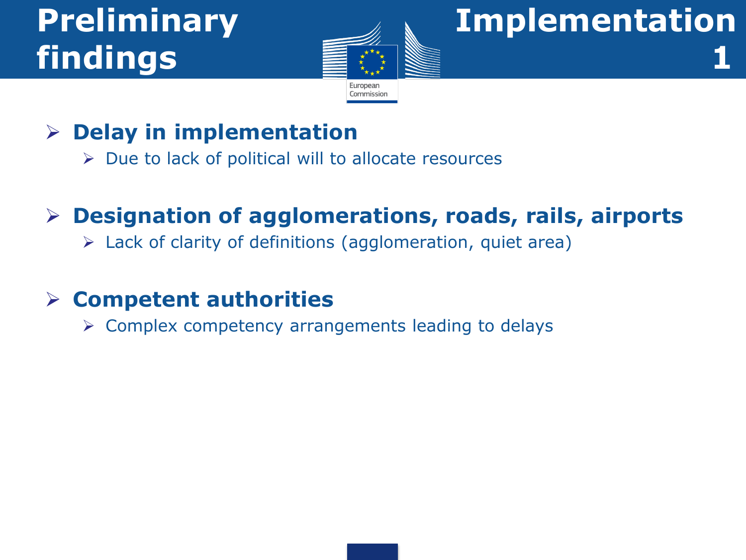# Preliminary findings

## Implementation 1

- **Delay in implementation**
  - Due to lack of political will to allocate resources
- **Designation of agglomerations, roads, rails, airports**
  - Lack of clarity of definitions (agglomeration, quiet area)
- **Competent authorities**
  - Complex competency arrangements leading to delays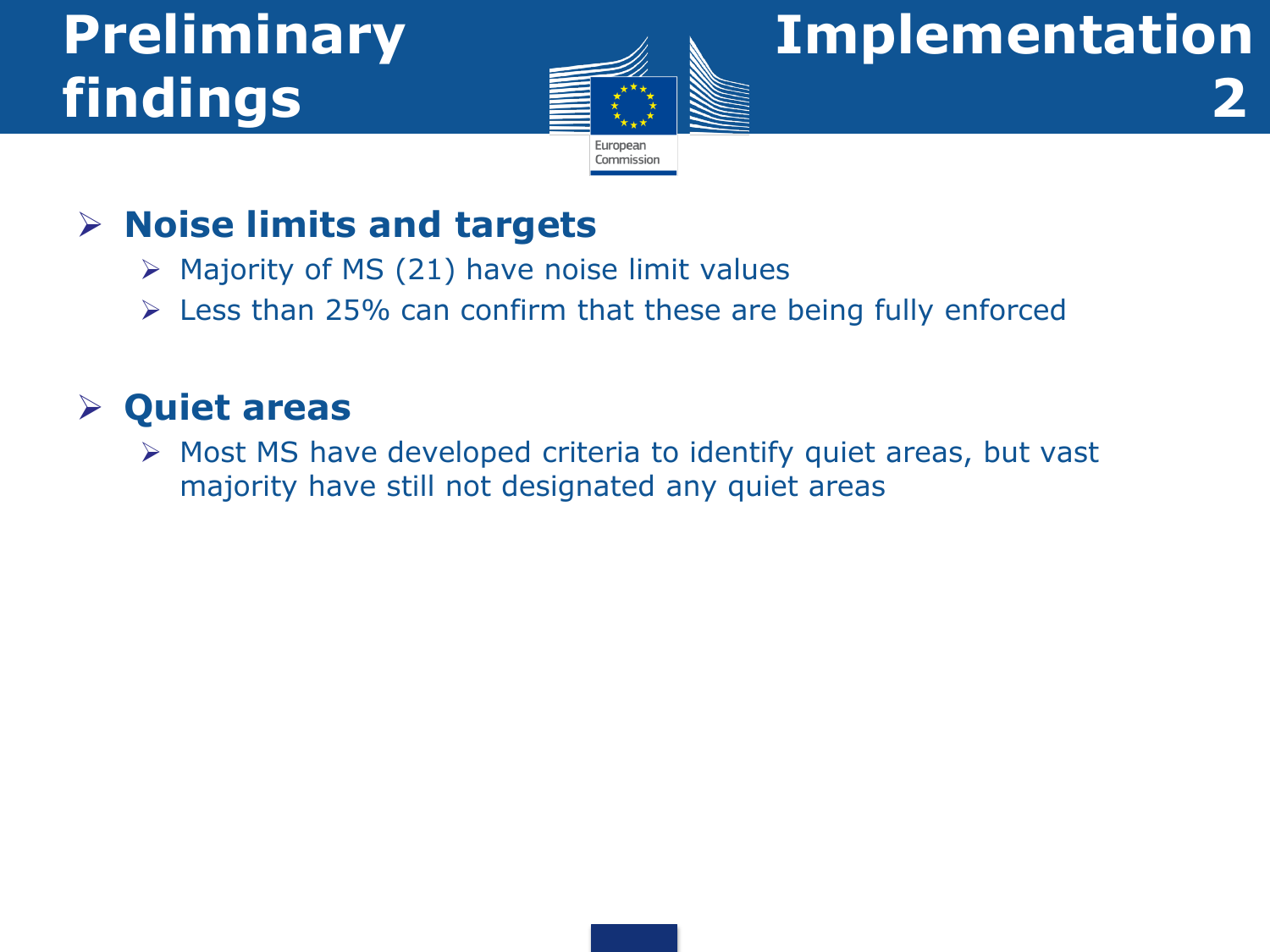# Preliminary findings

# Implementation 2

- **Noise limits and targets**
  - Majority of MS (21) have noise limit values
  - Less than 25% can confirm that these are being fully enforced

- **Quiet areas**
  - Most MS have developed criteria to identify quiet areas, but vast majority have still not designated any quiet areas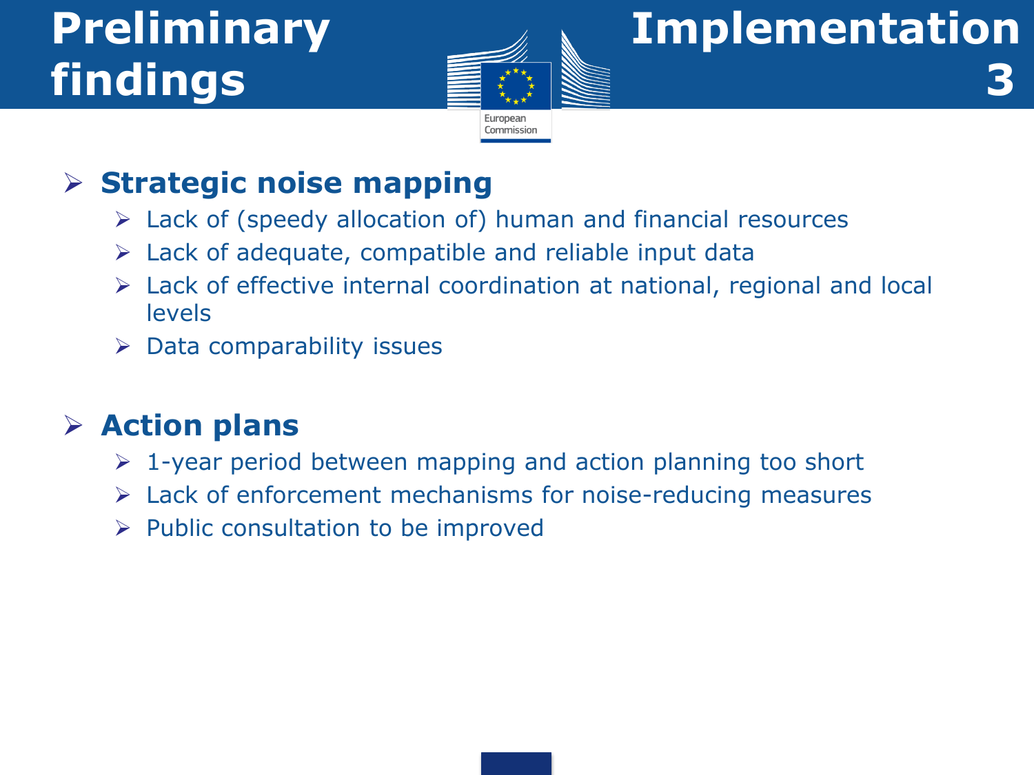# Preliminary findings

# Implementation 3

- **Strategic noise mapping**
  - Lack of (speedy allocation of) human and financial resources
  - Lack of adequate, compatible and reliable input data
  - Lack of effective internal coordination at national, regional and local levels
  - Data comparability issues

- **Action plans**
  - 1-year period between mapping and action planning too short
  - Lack of enforcement mechanisms for noise-reducing measures
  - Public consultation to be improved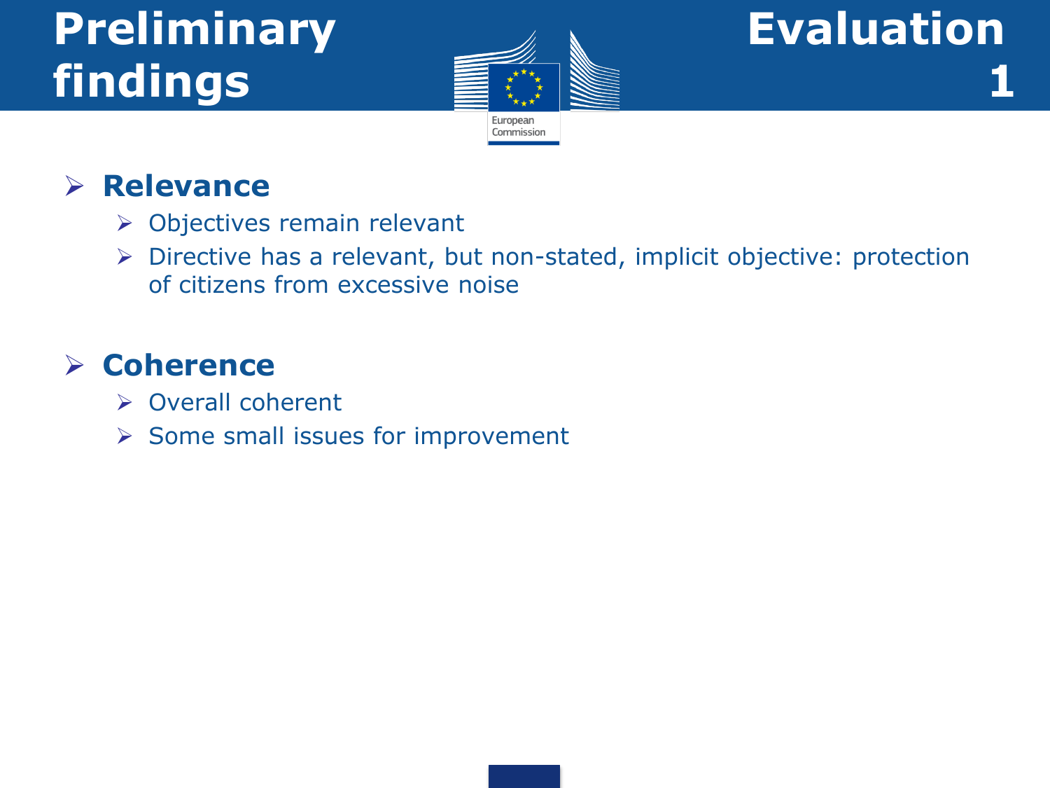# Preliminary findings

# Evaluation 1

- **Relevance**
  - Objectives remain relevant
  - Directive has a relevant, but non-stated, implicit objective: protection of citizens from excessive noise

- **Coherence**
  - Overall coherent
  - Some small issues for improvement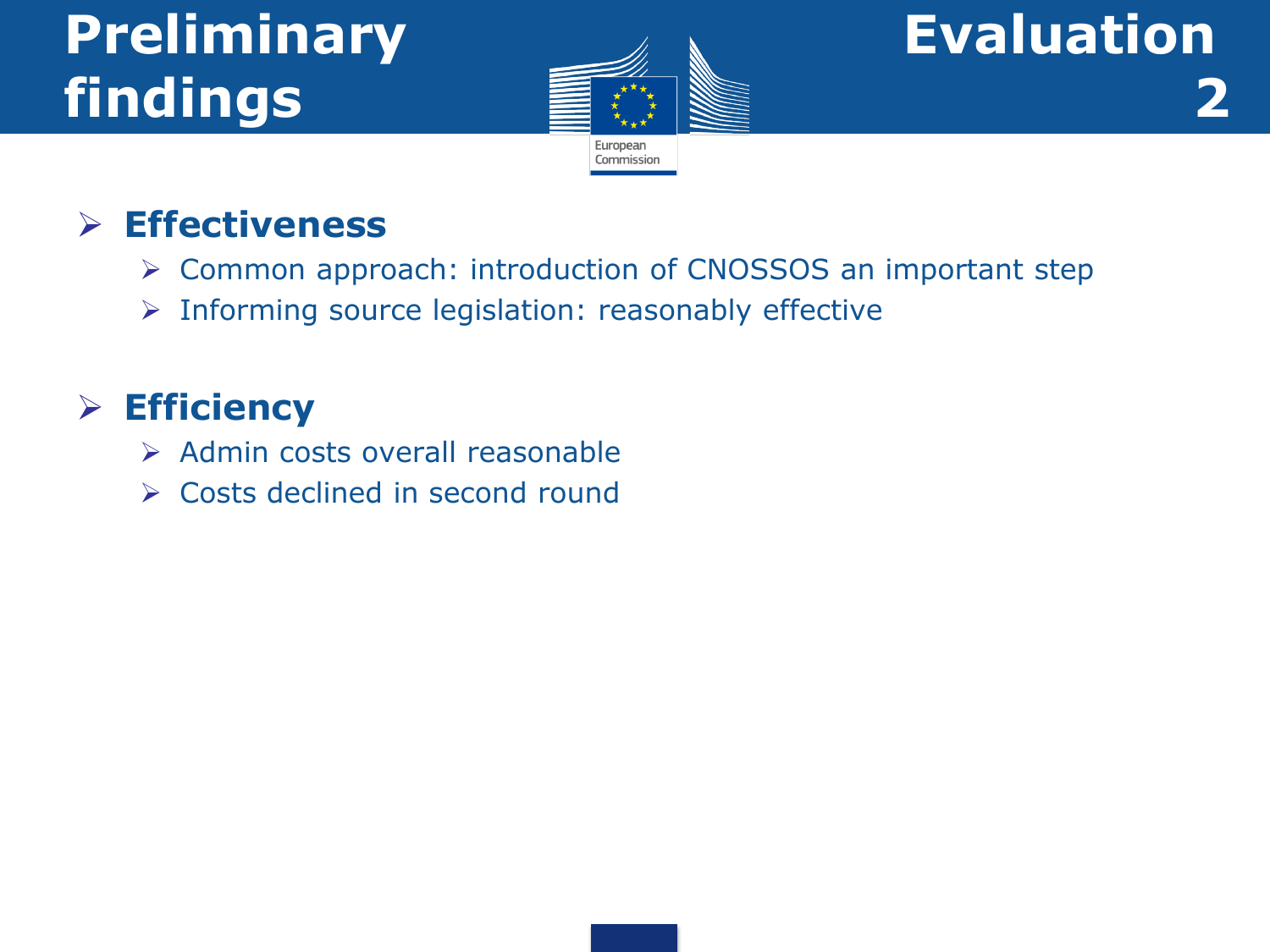# Preliminary findings

# Evaluation 2

- **Effectiveness**
  - Common approach: introduction of CNOSSOS an important step
  - Informing source legislation: reasonably effective

- **Efficiency**
  - Admin costs overall reasonable
  - Costs declined in second round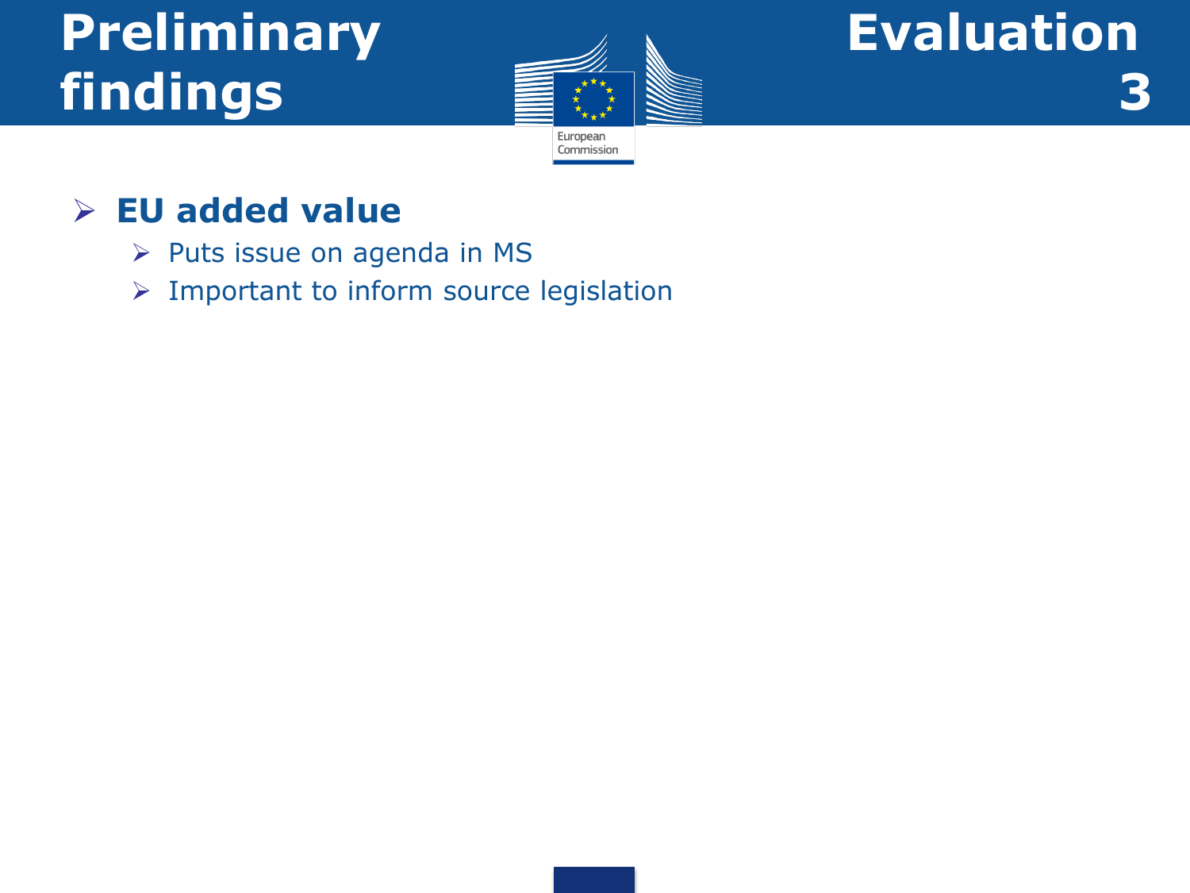# Preliminary findings

# Evaluation 3

- **EU added value**
  - Puts issue on agenda in MS
  - Important to inform source legislation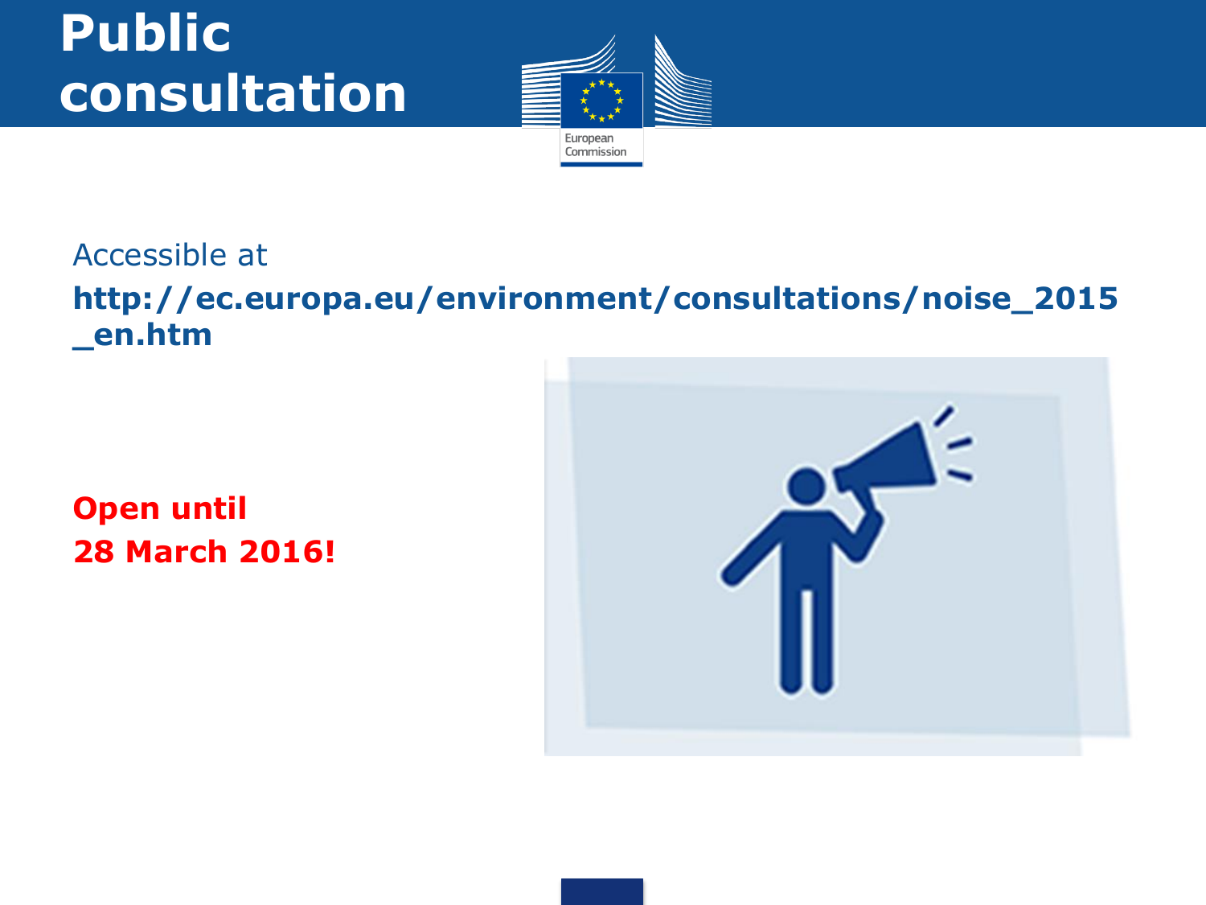# Public consultation

Accessible at

**http://ec.europa.eu/environment/consultations/noise_2015_en.htm**

**Open until 28 March 2016!**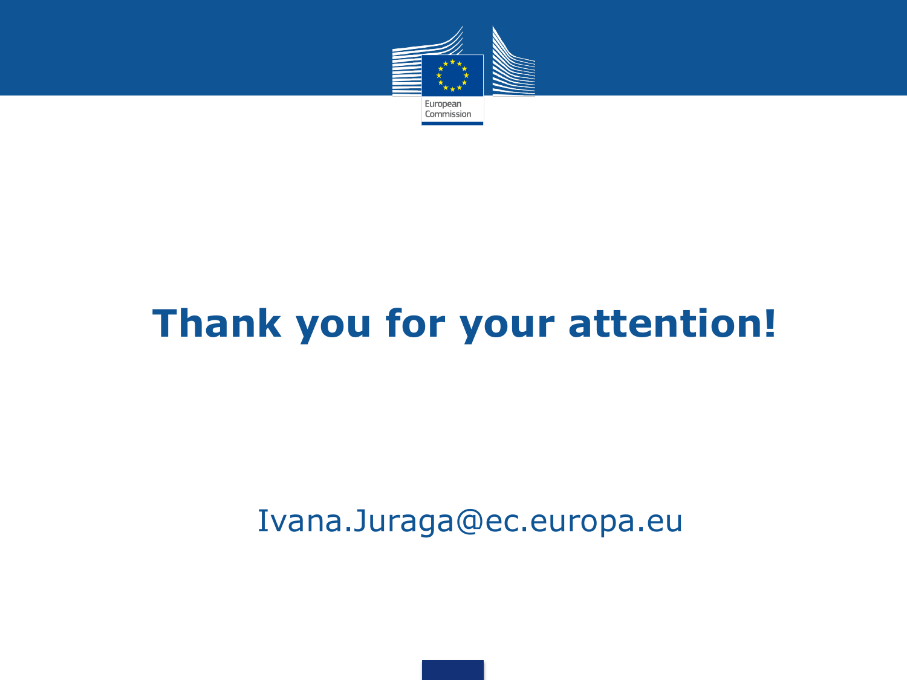# Thank you for your attention!

Ivana.Juraga@ec.europa.eu